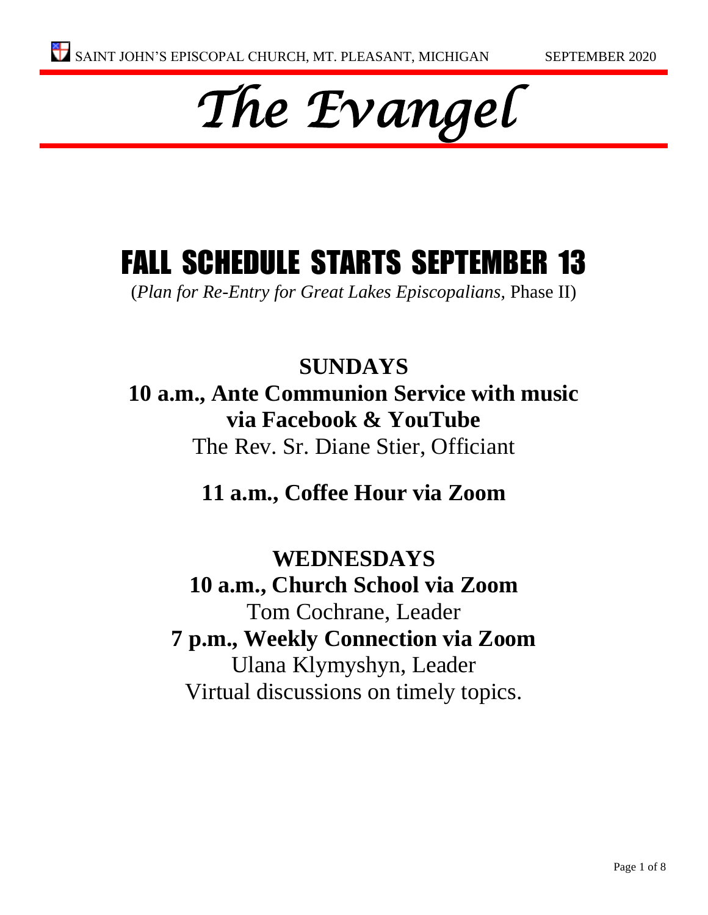SAINT JOHN'S EPISCOPAL CHURCH, MT. PLEASANT, MICHIGAN SEPTEMBER 2020

# *The Evangel*

## FALL SCHEDULE STARTS SEPTEMBER 13

(*Plan for Re-Entry for Great Lakes Episcopalians,* Phase II)

### SUNDAYS

**10 a.m., Ante Communion Service with music via Facebook & YouTube**

The Rev. Sr. Diane Stier, Officiant

**11 a.m., Coffee Hour via Zoom**

### WEDNESDAYS

**10 a.m., Church School via Zoom**

Tom Cochrane, Leader

**7 p.m., Weekly Connection via Zoom**

Ulana Klymyshyn, Leader

Virtual discussions on timely topics.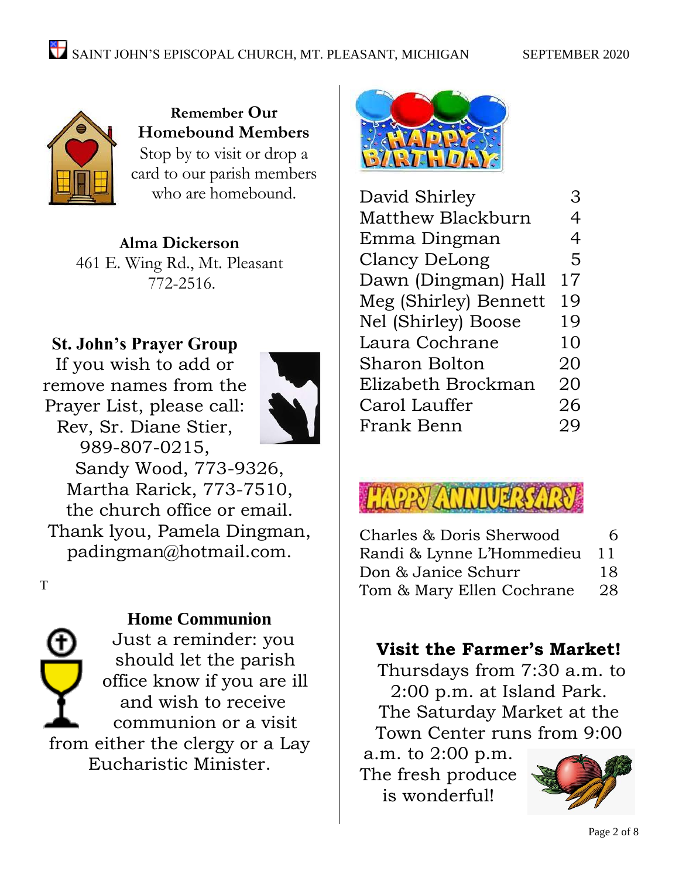## Remember Our Homebound Members

Stop by to visit or drop a card to our parish members who are homebound.

**Alma Dickerson**
461 E. Wing Rd., Mt. Pleasant
772-2516.

## St. John's Prayer Group

If you wish to add or remove names from the Prayer List, please call: Rev, Sr. Diane Stier, 989-807-0215, Sandy Wood, 773-9326, Martha Rarick, 773-7510, the church office or email. Thank lyou, Pamela Dingman, padingman@hotmail.com.

T

## Home Communion

Just a reminder: you should let the parish office know if you are ill and wish to receive communion or a visit from either the clergy or a Lay Eucharistic Minister.

## HAPPY BIRTHDAY

| Name | Day |
|---|---|
| David Shirley | 3 |
| Matthew Blackburn | 4 |
| Emma Dingman | 4 |
| Clancy DeLong | 5 |
| Dawn (Dingman) Hall | 17 |
| Meg (Shirley) Bennett | 19 |
| Nel (Shirley) Boose | 19 |
| Laura Cochrane | 10 |
| Sharon Bolton | 20 |
| Elizabeth Brockman | 20 |
| Carol Lauffer | 26 |
| Frank Benn | 29 |

## HAPPY ANNIVERSARY

| Names | Day |
|---|---|
| Charles & Doris Sherwood | 6 |
| Randi & Lynne L'Hommedieu | 11 |
| Don & Janice Schurr | 18 |
| Tom & Mary Ellen Cochrane | 28 |

## Visit the Farmer's Market!

Thursdays from 7:30 a.m. to 2:00 p.m. at Island Park. The Saturday Market at the Town Center runs from 9:00 a.m. to 2:00 p.m. The fresh produce is wonderful!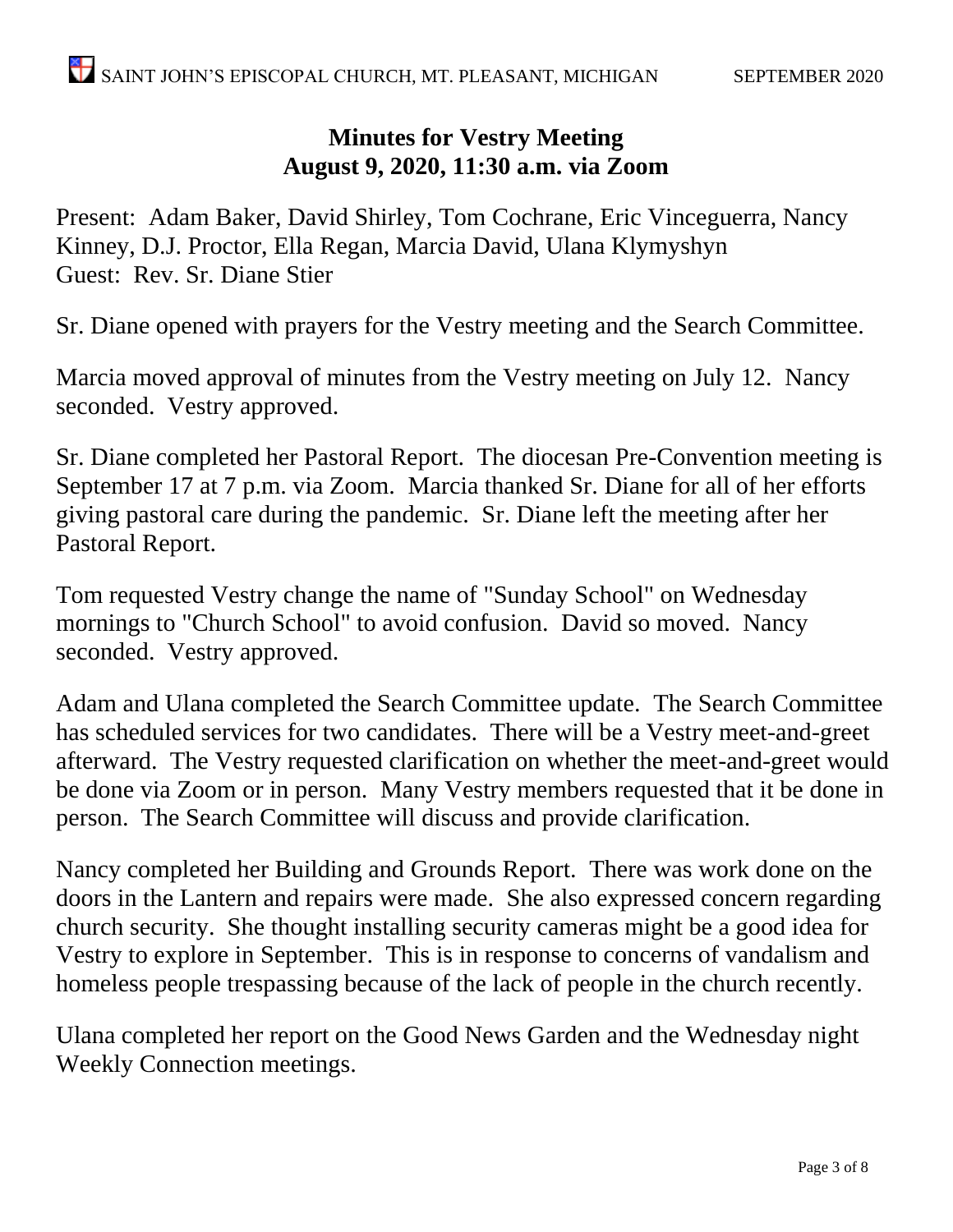## Minutes for Vestry Meeting
## August 9, 2020, 11:30 a.m. via Zoom

Present: Adam Baker, David Shirley, Tom Cochrane, Eric Vinceguerra, Nancy Kinney, D.J. Proctor, Ella Regan, Marcia David, Ulana Klymyshyn
Guest: Rev. Sr. Diane Stier

Sr. Diane opened with prayers for the Vestry meeting and the Search Committee.

Marcia moved approval of minutes from the Vestry meeting on July 12. Nancy seconded. Vestry approved.

Sr. Diane completed her Pastoral Report. The diocesan Pre-Convention meeting is September 17 at 7 p.m. via Zoom. Marcia thanked Sr. Diane for all of her efforts giving pastoral care during the pandemic. Sr. Diane left the meeting after her Pastoral Report.

Tom requested Vestry change the name of "Sunday School" on Wednesday mornings to "Church School" to avoid confusion. David so moved. Nancy seconded. Vestry approved.

Adam and Ulana completed the Search Committee update. The Search Committee has scheduled services for two candidates. There will be a Vestry meet-and-greet afterward. The Vestry requested clarification on whether the meet-and-greet would be done via Zoom or in person. Many Vestry members requested that it be done in person. The Search Committee will discuss and provide clarification.

Nancy completed her Building and Grounds Report. There was work done on the doors in the Lantern and repairs were made. She also expressed concern regarding church security. She thought installing security cameras might be a good idea for Vestry to explore in September. This is in response to concerns of vandalism and homeless people trespassing because of the lack of people in the church recently.

Ulana completed her report on the Good News Garden and the Wednesday night Weekly Connection meetings.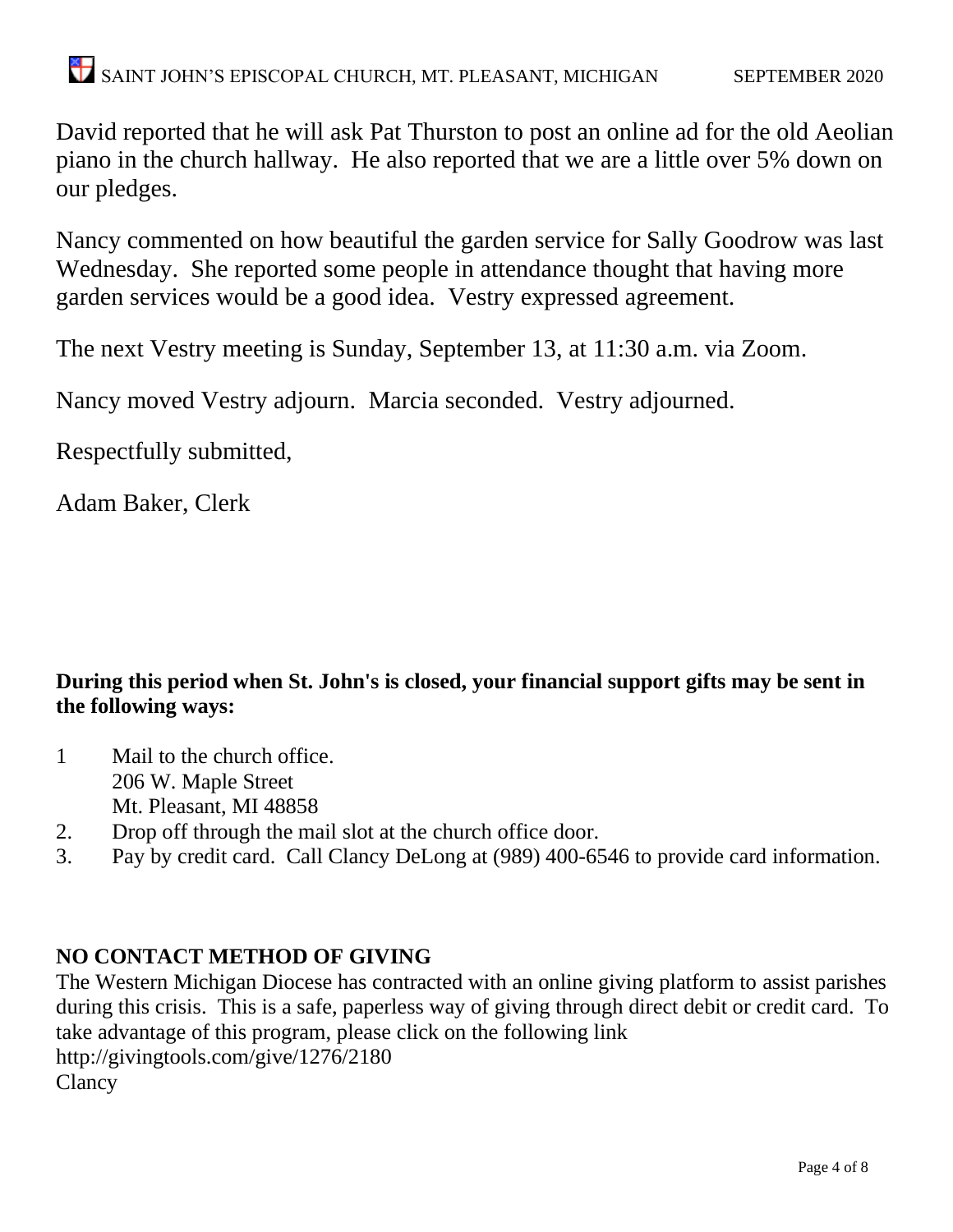David reported that he will ask Pat Thurston to post an online ad for the old Aeolian piano in the church hallway. He also reported that we are a little over 5% down on our pledges.

Nancy commented on how beautiful the garden service for Sally Goodrow was last Wednesday. She reported some people in attendance thought that having more garden services would be a good idea. Vestry expressed agreement.

The next Vestry meeting is Sunday, September 13, at 11:30 a.m. via Zoom.

Nancy moved Vestry adjourn. Marcia seconded. Vestry adjourned.

Respectfully submitted,

Adam Baker, Clerk

**During this period when St. John's is closed, your financial support gifts may be sent in the following ways:**

1 Mail to the church office.
   206 W. Maple Street
   Mt. Pleasant, MI 48858
2. Drop off through the mail slot at the church office door.
3. Pay by credit card. Call Clancy DeLong at (989) 400-6546 to provide card information.

**NO CONTACT METHOD OF GIVING**

The Western Michigan Diocese has contracted with an online giving platform to assist parishes during this crisis. This is a safe, paperless way of giving through direct debit or credit card. To take advantage of this program, please click on the following link
http://givingtools.com/give/1276/2180
Clancy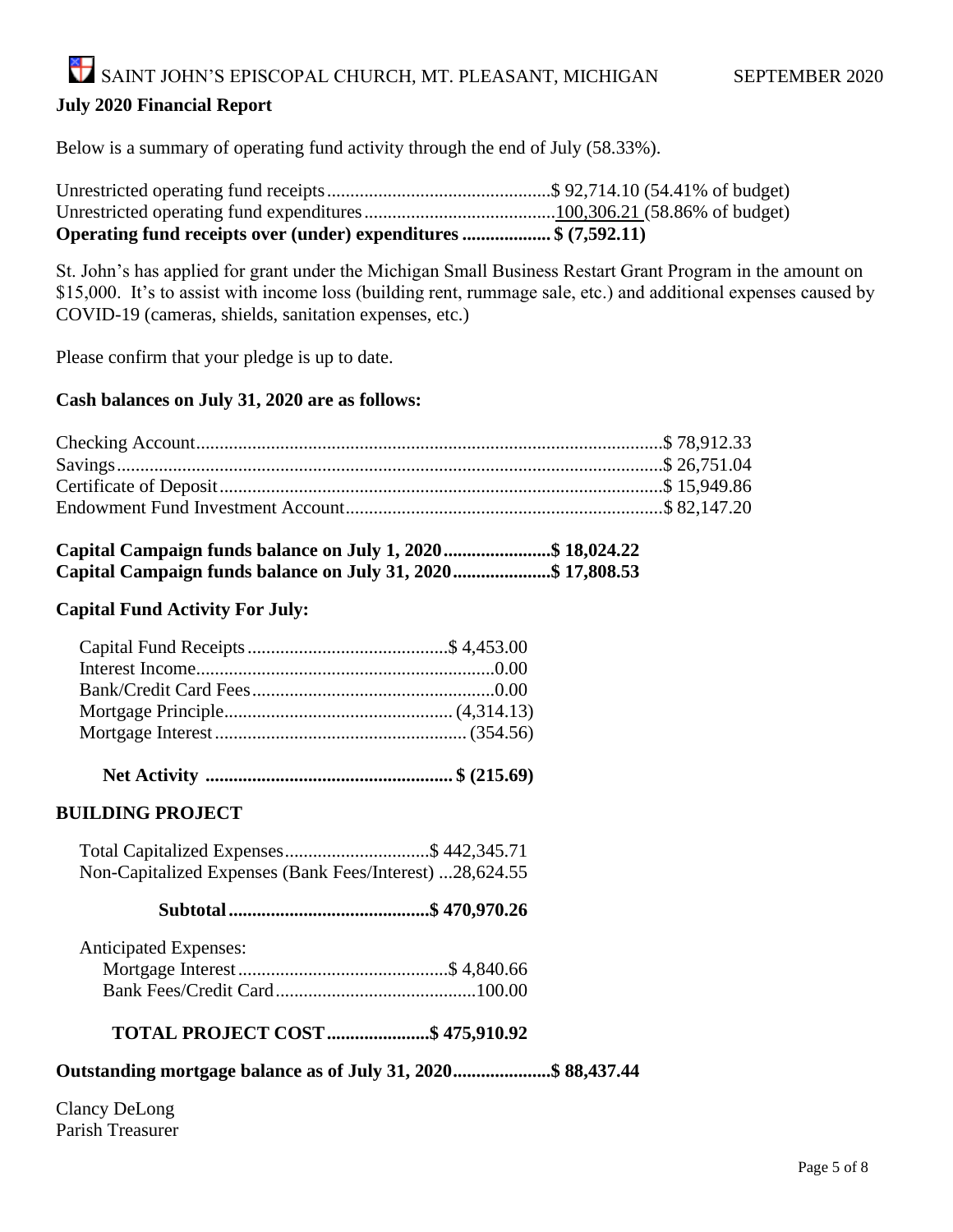SAINT JOHN'S EPISCOPAL CHURCH, MT. PLEASANT, MICHIGAN SEPTEMBER 2020

**July 2020 Financial Report**

Below is a summary of operating fund activity through the end of July (58.33%).

| | | |
|---|---|---|
| Unrestricted operating fund receipts | $ 92,714.10 | (54.41% of budget) |
| Unrestricted operating fund expenditures | 100,306.21 | (58.86% of budget) |
| **Operating fund receipts over (under) expenditures** | **$ (7,592.11)** | |

St. John's has applied for grant under the Michigan Small Business Restart Grant Program in the amount on $15,000. It's to assist with income loss (building rent, rummage sale, etc.) and additional expenses caused by COVID-19 (cameras, shields, sanitation expenses, etc.)

Please confirm that your pledge is up to date.

**Cash balances on July 31, 2020 are as follows:**

| | |
|---|---|
| Checking Account | $ 78,912.33 |
| Savings | $ 26,751.04 |
| Certificate of Deposit | $ 15,949.86 |
| Endowment Fund Investment Account | $ 82,147.20 |

**Capital Campaign funds balance on July 1, 2020 .......................$ 18,024.22**
**Capital Campaign funds balance on July 31, 2020 .....................$ 17,808.53**

**Capital Fund Activity For July:**

| | |
|---|---|
| Capital Fund Receipts | $ 4,453.00 |
| Interest Income | 0.00 |
| Bank/Credit Card Fees | 0.00 |
| Mortgage Principle | (4,314.13) |
| Mortgage Interest | (354.56) |
| **Net Activity** | **$ (215.69)** |

**BUILDING PROJECT**

| | |
|---|---|
| Total Capitalized Expenses | $ 442,345.71 |
| Non-Capitalized Expenses (Bank Fees/Interest) | 28,624.55 |
| **Subtotal** | **$ 470,970.26** |
| Anticipated Expenses: | |
| Mortgage Interest | $ 4,840.66 |
| Bank Fees/Credit Card | 100.00 |
| **TOTAL PROJECT COST** | **$ 475,910.92** |

**Outstanding mortgage balance as of July 31, 2020 .....................$ 88,437.44**

Clancy DeLong
Parish Treasurer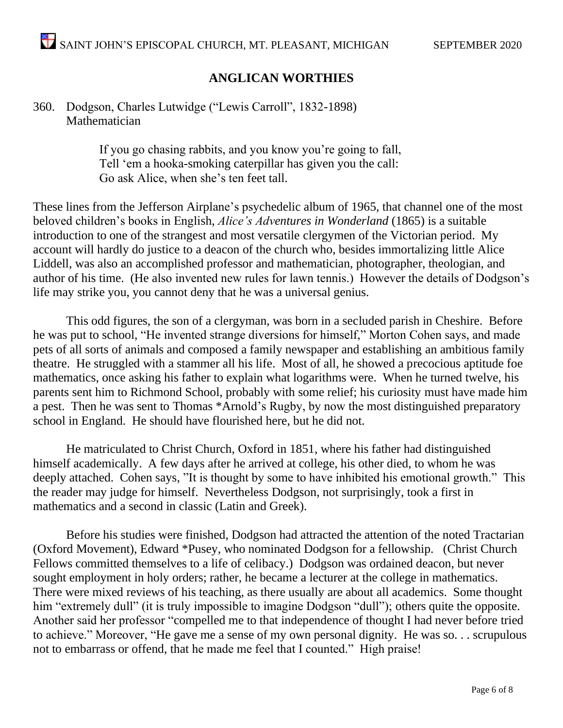## ANGLICAN WORTHIES

360. Dodgson, Charles Lutwidge ("Lewis Carroll", 1832-1898)
Mathematician

> If you go chasing rabbits, and you know you're going to fall,
> Tell 'em a hooka-smoking caterpillar has given you the call:
> Go ask Alice, when she's ten feet tall.

These lines from the Jefferson Airplane's psychedelic album of 1965, that channel one of the most beloved children's books in English, *Alice's Adventures in Wonderland* (1865) is a suitable introduction to one of the strangest and most versatile clergymen of the Victorian period. My account will hardly do justice to a deacon of the church who, besides immortalizing little Alice Liddell, was also an accomplished professor and mathematician, photographer, theologian, and author of his time. (He also invented new rules for lawn tennis.) However the details of Dodgson's life may strike you, you cannot deny that he was a universal genius.

This odd figures, the son of a clergyman, was born in a secluded parish in Cheshire. Before he was put to school, "He invented strange diversions for himself," Morton Cohen says, and made pets of all sorts of animals and composed a family newspaper and establishing an ambitious family theatre. He struggled with a stammer all his life. Most of all, he showed a precocious aptitude foe mathematics, once asking his father to explain what logarithms were. When he turned twelve, his parents sent him to Richmond School, probably with some relief; his curiosity must have made him a pest. Then he was sent to Thomas *Arnold's Rugby, by now the most distinguished preparatory school in England. He should have flourished here, but he did not.

He matriculated to Christ Church, Oxford in 1851, where his father had distinguished himself academically. A few days after he arrived at college, his other died, to whom he was deeply attached. Cohen says, "It is thought by some to have inhibited his emotional growth." This the reader may judge for himself. Nevertheless Dodgson, not surprisingly, took a first in mathematics and a second in classic (Latin and Greek).

Before his studies were finished, Dodgson had attracted the attention of the noted Tractarian (Oxford Movement), Edward *Pusey, who nominated Dodgson for a fellowship. (Christ Church Fellows committed themselves to a life of celibacy.) Dodgson was ordained deacon, but never sought employment in holy orders; rather, he became a lecturer at the college in mathematics. There were mixed reviews of his teaching, as there usually are about all academics. Some thought him "extremely dull" (it is truly impossible to imagine Dodgson "dull"); others quite the opposite. Another said her professor "compelled me to that independence of thought I had never before tried to achieve." Moreover, "He gave me a sense of my own personal dignity. He was so. . . scrupulous not to embarrass or offend, that he made me feel that I counted." High praise!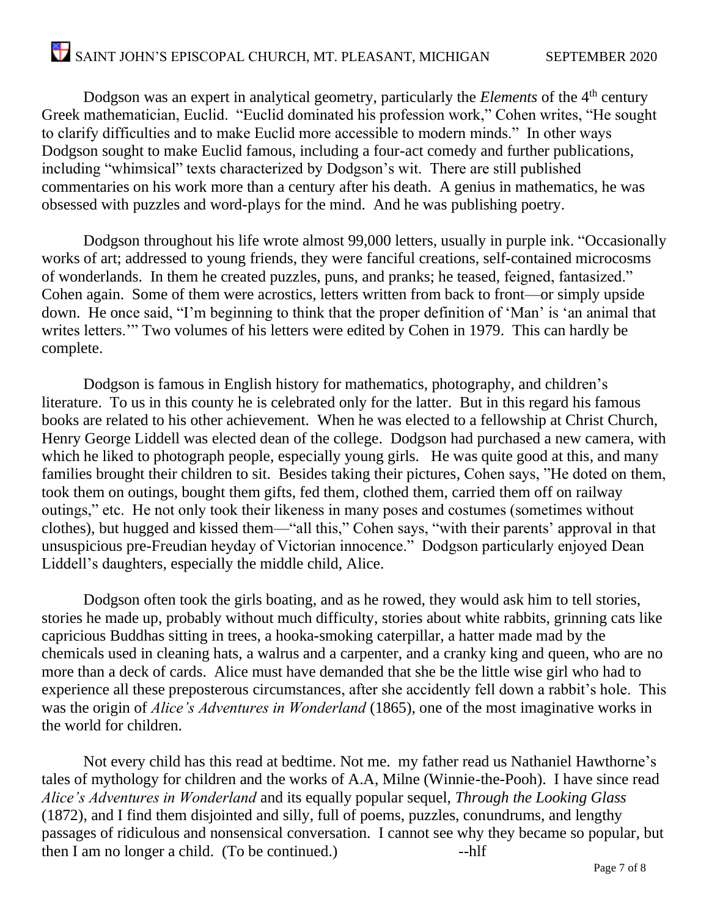Dodgson was an expert in analytical geometry, particularly the *Elements* of the 4th century Greek mathematician, Euclid. "Euclid dominated his profession work," Cohen writes, "He sought to clarify difficulties and to make Euclid more accessible to modern minds." In other ways Dodgson sought to make Euclid famous, including a four-act comedy and further publications, including "whimsical" texts characterized by Dodgson's wit. There are still published commentaries on his work more than a century after his death. A genius in mathematics, he was obsessed with puzzles and word-plays for the mind. And he was publishing poetry.

Dodgson throughout his life wrote almost 99,000 letters, usually in purple ink. "Occasionally works of art; addressed to young friends, they were fanciful creations, self-contained microcosms of wonderlands. In them he created puzzles, puns, and pranks; he teased, feigned, fantasized." Cohen again. Some of them were acrostics, letters written from back to front—or simply upside down. He once said, "I'm beginning to think that the proper definition of 'Man' is 'an animal that writes letters.'" Two volumes of his letters were edited by Cohen in 1979. This can hardly be complete.

Dodgson is famous in English history for mathematics, photography, and children's literature. To us in this county he is celebrated only for the latter. But in this regard his famous books are related to his other achievement. When he was elected to a fellowship at Christ Church, Henry George Liddell was elected dean of the college. Dodgson had purchased a new camera, with which he liked to photograph people, especially young girls. He was quite good at this, and many families brought their children to sit. Besides taking their pictures, Cohen says, "He doted on them, took them on outings, bought them gifts, fed them, clothed them, carried them off on railway outings," etc. He not only took their likeness in many poses and costumes (sometimes without clothes), but hugged and kissed them—"all this," Cohen says, "with their parents' approval in that unsuspicious pre-Freudian heyday of Victorian innocence." Dodgson particularly enjoyed Dean Liddell's daughters, especially the middle child, Alice.

Dodgson often took the girls boating, and as he rowed, they would ask him to tell stories, stories he made up, probably without much difficulty, stories about white rabbits, grinning cats like capricious Buddhas sitting in trees, a hooka-smoking caterpillar, a hatter made mad by the chemicals used in cleaning hats, a walrus and a carpenter, and a cranky king and queen, who are no more than a deck of cards. Alice must have demanded that she be the little wise girl who had to experience all these preposterous circumstances, after she accidently fell down a rabbit's hole. This was the origin of *Alice's Adventures in Wonderland* (1865), one of the most imaginative works in the world for children.

Not every child has this read at bedtime. Not me. my father read us Nathaniel Hawthorne's tales of mythology for children and the works of A.A, Milne (Winnie-the-Pooh). I have since read *Alice's Adventures in Wonderland* and its equally popular sequel, *Through the Looking Glass* (1872), and I find them disjointed and silly, full of poems, puzzles, conundrums, and lengthy passages of ridiculous and nonsensical conversation. I cannot see why they became so popular, but then I am no longer a child. (To be continued.) --hlf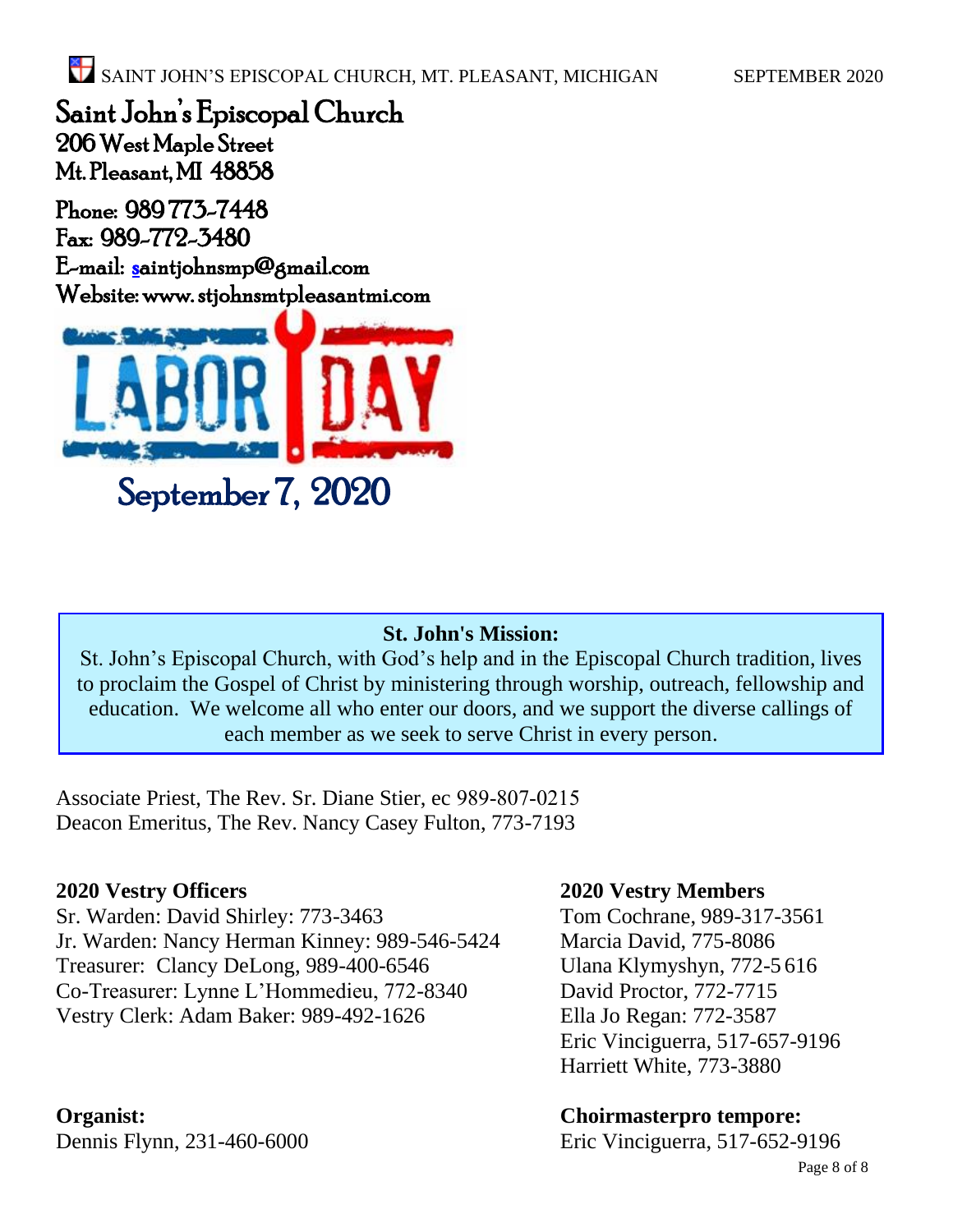# Saint John's Episcopal Church

206 West Maple Street
Mt. Pleasant, MI 48858

Phone: 989 773-7448
Fax: 989-772-3480
E-mail: saintjohnsmp@gmail.com
Website: www. stjohnsmtpleasantmi.com

LABOR DAY

September 7, 2020

**St. John's Mission:**

St. John's Episcopal Church, with God's help and in the Episcopal Church tradition, lives to proclaim the Gospel of Christ by ministering through worship, outreach, fellowship and education. We welcome all who enter our doors, and we support the diverse callings of each member as we seek to serve Christ in every person.

Associate Priest, The Rev. Sr. Diane Stier, ec 989-807-0215
Deacon Emeritus, The Rev. Nancy Casey Fulton, 773-7193

**2020 Vestry Officers**

Sr. Warden: David Shirley: 773-3463
Jr. Warden: Nancy Herman Kinney: 989-546-5424
Treasurer: Clancy DeLong, 989-400-6546
Co-Treasurer: Lynne L'Hommedieu, 772-8340
Vestry Clerk: Adam Baker: 989-492-1626

**2020 Vestry Members**

Tom Cochrane, 989-317-3561
Marcia David, 775-8086
Ulana Klymyshyn, 772-5 616
David Proctor, 772-7715
Ella Jo Regan: 772-3587
Eric Vinciguerra, 517-657-9196
Harriett White, 773-3880

**Organist:**
Dennis Flynn, 231-460-6000

**Choirmasterpro tempore:**
Eric Vinciguerra, 517-652-9196